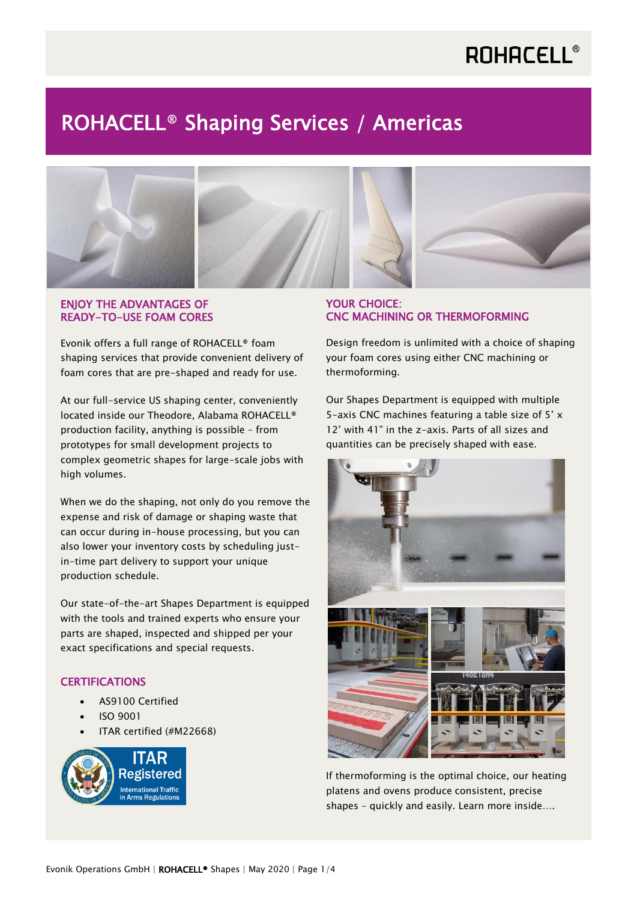# ROHACELL® Shaping Services / Americas

## ENJOY THE ADVANTAGES OF READY-TO-USE FOAM CORES

Evonik offers a full range of ROHACELL® foam shaping services that provide convenient delivery of foam cores that are pre-shaped and ready for use.

At our full-service US shaping center, conveniently located inside our Theodore, Alabama ROHACELL® production facility, anything is possible – from prototypes for small development projects to complex geometric shapes for large-scale jobs with high volumes.

When we do the shaping, not only do you remove the expense and risk of damage or shaping waste that can occur during in-house processing, but you can also lower your inventory costs by scheduling just-in-time part delivery to support your unique production schedule.

Our state-of-the-art Shapes Department is equipped with the tools and trained experts who ensure your parts are shaped, inspected and shipped per your exact specifications and special requests.

## CERTIFICATIONS

- AS9100 Certified
- ISO 9001
- ITAR certified (#M22668)

## YOUR CHOICE: CNC MACHINING OR THERMOFORMING

Design freedom is unlimited with a choice of shaping your foam cores using either CNC machining or thermoforming.

Our Shapes Department is equipped with multiple 5-axis CNC machines featuring a table size of 5' x 12' with 41" in the z-axis. Parts of all sizes and quantities can be precisely shaped with ease.

If thermoforming is the optimal choice, our heating platens and ovens produce consistent, precise shapes – quickly and easily. Learn more inside….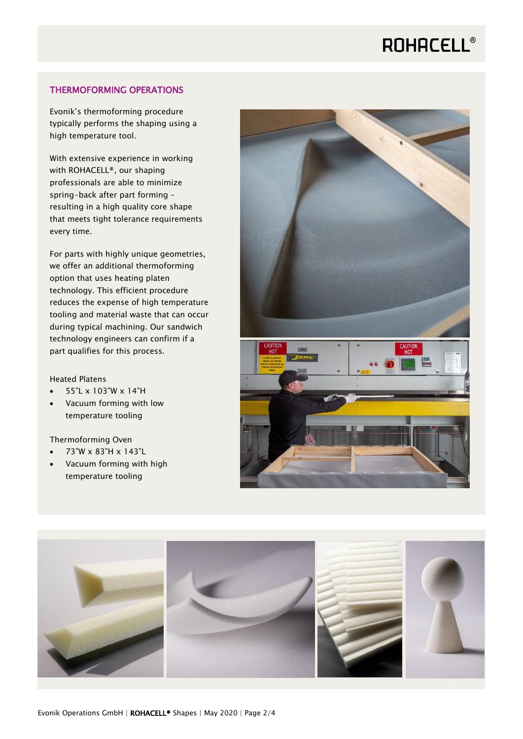## THERMOFORMING OPERATIONS

Evonik's thermoforming procedure typically performs the shaping using a high temperature tool.

With extensive experience in working with ROHACELL®, our shaping professionals are able to minimize spring-back after part forming – resulting in a high quality core shape that meets tight tolerance requirements every time.

For parts with highly unique geometries, we offer an additional thermoforming option that uses heating platen technology. This efficient procedure reduces the expense of high temperature tooling and material waste that can occur during typical machining. Our sandwich technology engineers can confirm if a part qualifies for this process.

Heated Platens

- 55"L x 103"W x 14"H
- Vacuum forming with low temperature tooling

Thermoforming Oven

- 73"W x 83"H x 143"L
- Vacuum forming with high temperature tooling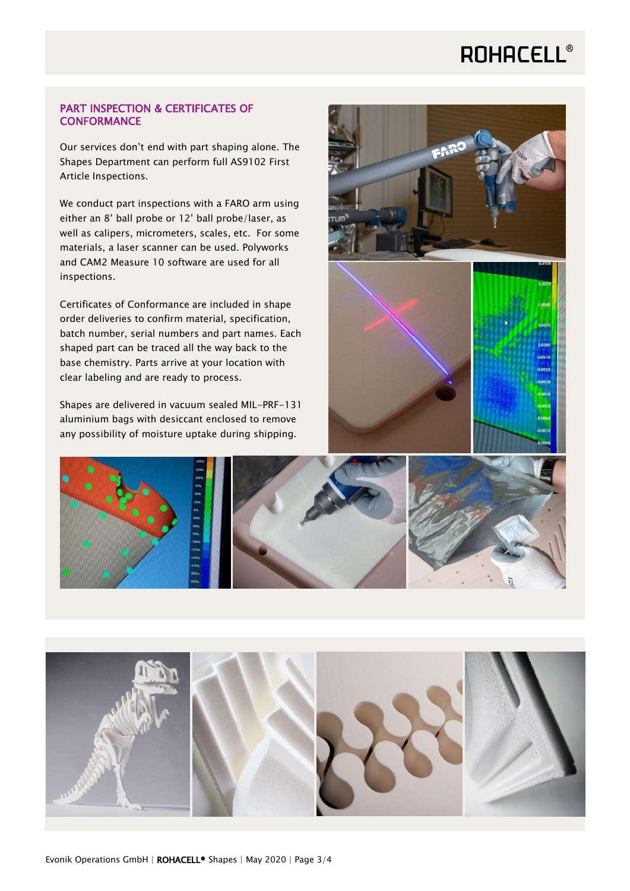## PART INSPECTION & CERTIFICATES OF CONFORMANCE

Our services don't end with part shaping alone. The Shapes Department can perform full AS9102 First Article Inspections.

We conduct part inspections with a FARO arm using either an 8' ball probe or 12' ball probe/laser, as well as calipers, micrometers, scales, etc. For some materials, a laser scanner can be used. Polyworks and CAM2 Measure 10 software are used for all inspections.

Certificates of Conformance are included in shape order deliveries to confirm material, specification, batch number, serial numbers and part names. Each shaped part can be traced all the way back to the base chemistry. Parts arrive at your location with clear labeling and are ready to process.

Shapes are delivered in vacuum sealed MIL-PRF-131 aluminium bags with desiccant enclosed to remove any possibility of moisture uptake during shipping.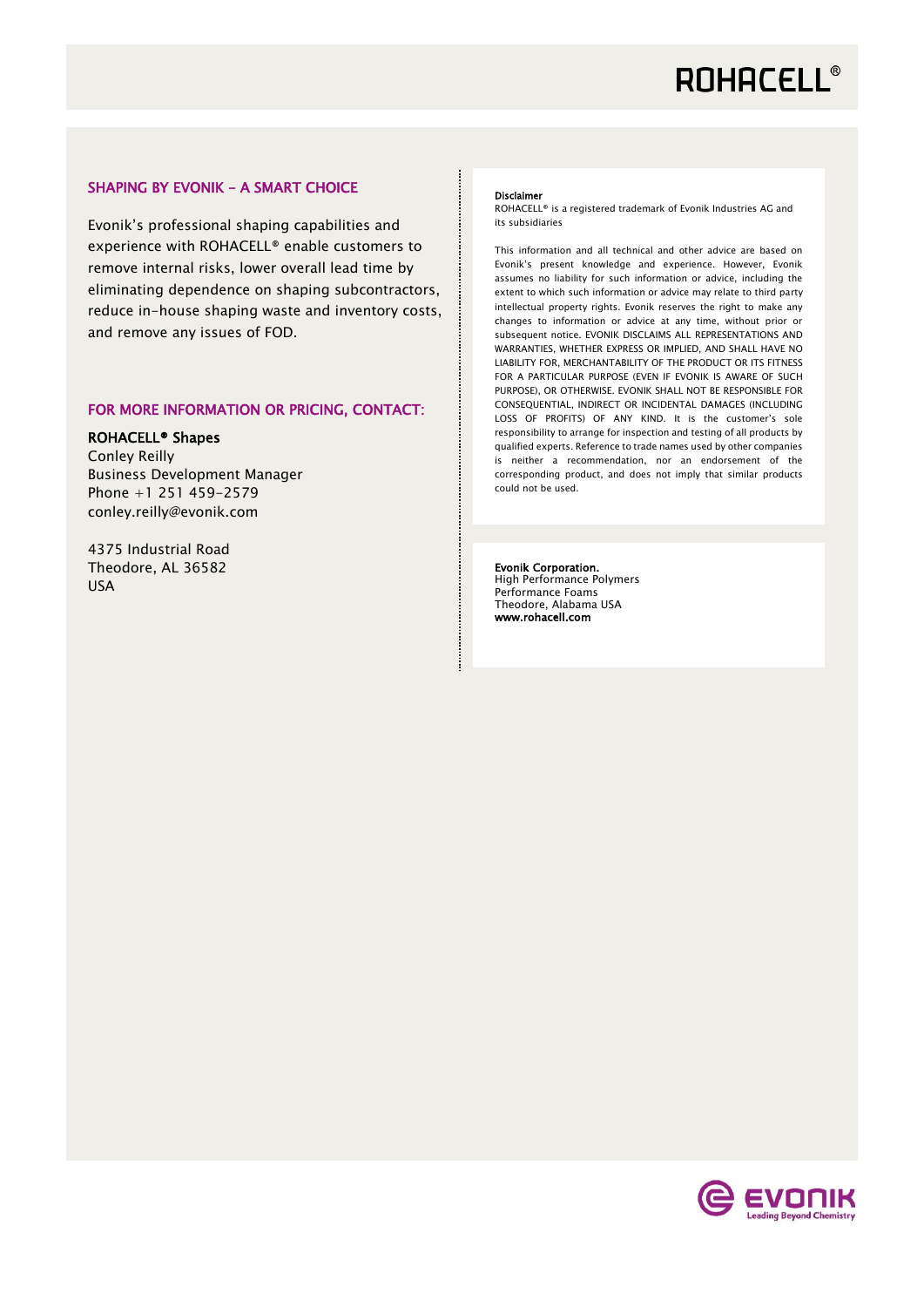## SHAPING BY EVONIK – A SMART CHOICE

Evonik's professional shaping capabilities and experience with ROHACELL® enable customers to remove internal risks, lower overall lead time by eliminating dependence on shaping subcontractors, reduce in-house shaping waste and inventory costs, and remove any issues of FOD.

## FOR MORE INFORMATION OR PRICING, CONTACT:

**ROHACELL® Shapes**
Conley Reilly
Business Development Manager
Phone +1 251 459-2579
conley.reilly@evonik.com

4375 Industrial Road
Theodore, AL 36582
USA

**Disclaimer**
ROHACELL® is a registered trademark of Evonik Industries AG and its subsidiaries

This information and all technical and other advice are based on Evonik's present knowledge and experience. However, Evonik assumes no liability for such information or advice, including the extent to which such information or advice may relate to third party intellectual property rights. Evonik reserves the right to make any changes to information or advice at any time, without prior or subsequent notice. EVONIK DISCLAIMS ALL REPRESENTATIONS AND WARRANTIES, WHETHER EXPRESS OR IMPLIED, AND SHALL HAVE NO LIABILITY FOR, MERCHANTABILITY OF THE PRODUCT OR ITS FITNESS FOR A PARTICULAR PURPOSE (EVEN IF EVONIK IS AWARE OF SUCH PURPOSE), OR OTHERWISE. EVONIK SHALL NOT BE RESPONSIBLE FOR CONSEQUENTIAL, INDIRECT OR INCIDENTAL DAMAGES (INCLUDING LOSS OF PROFITS) OF ANY KIND. It is the customer's sole responsibility to arrange for inspection and testing of all products by qualified experts. Reference to trade names used by other companies is neither a recommendation, nor an endorsement of the corresponding product, and does not imply that similar products could not be used.

**Evonik Corporation.**
High Performance Polymers
Performance Foams
Theodore, Alabama USA
**www.rohacell.com**